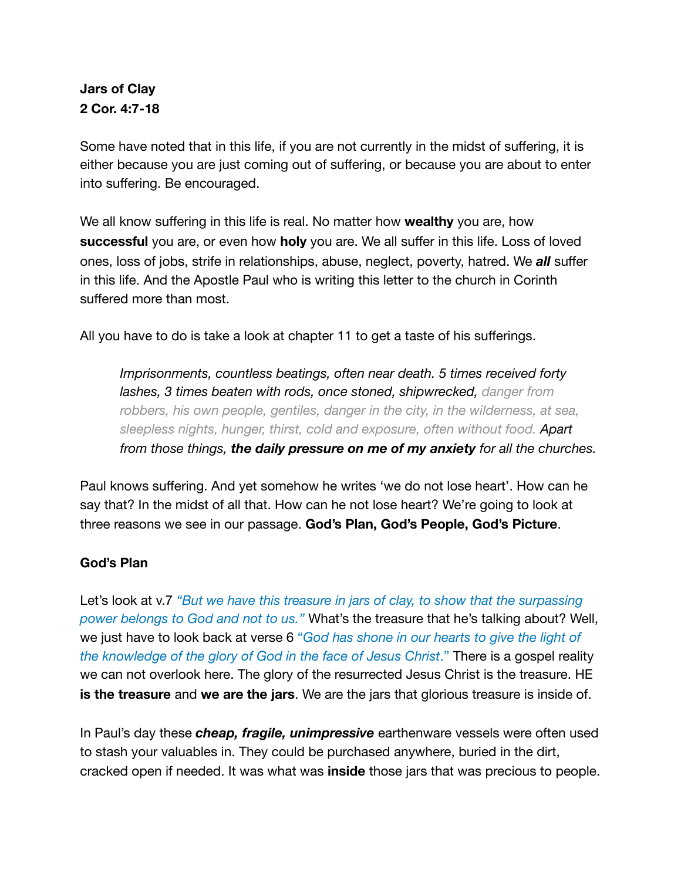**Jars of Clay**
**2 Cor. 4:7-18**

Some have noted that in this life, if you are not currently in the midst of suffering, it is either because you are just coming out of suffering, or because you are about to enter into suffering. Be encouraged.

We all know suffering in this life is real. No matter how **wealthy** you are, how **successful** you are, or even how **holy** you are. We all suffer in this life. Loss of loved ones, loss of jobs, strife in relationships, abuse, neglect, poverty, hatred. We ***all*** suffer in this life. And the Apostle Paul who is writing this letter to the church in Corinth suffered more than most.

All you have to do is take a look at chapter 11 to get a taste of his sufferings.

> *Imprisonments, countless beatings, often near death. 5 times received forty lashes, 3 times beaten with rods, once stoned, shipwrecked, danger from robbers, his own people, gentiles, danger in the city, in the wilderness, at sea, sleepless nights, hunger, thirst, cold and exposure, often without food. Apart from those things, **the daily pressure on me of my anxiety** for all the churches.*

Paul knows suffering. And yet somehow he writes 'we do not lose heart'. How can he say that? In the midst of all that. How can he not lose heart? We're going to look at three reasons we see in our passage. **God's Plan, God's People, God's Picture**.

**God's Plan**

Let's look at v.7 *"But we have this treasure in jars of clay, to show that the surpassing power belongs to God and not to us."* What's the treasure that he's talking about? Well, we just have to look back at verse 6 "*God has shone in our hearts to give the light of the knowledge of the glory of God in the face of Jesus Christ*." There is a gospel reality we can not overlook here. The glory of the resurrected Jesus Christ is the treasure. HE **is the treasure** and **we are the jars**. We are the jars that glorious treasure is inside of.

In Paul's day these ***cheap, fragile, unimpressive*** earthenware vessels were often used to stash your valuables in. They could be purchased anywhere, buried in the dirt, cracked open if needed. It was what was **inside** those jars that was precious to people.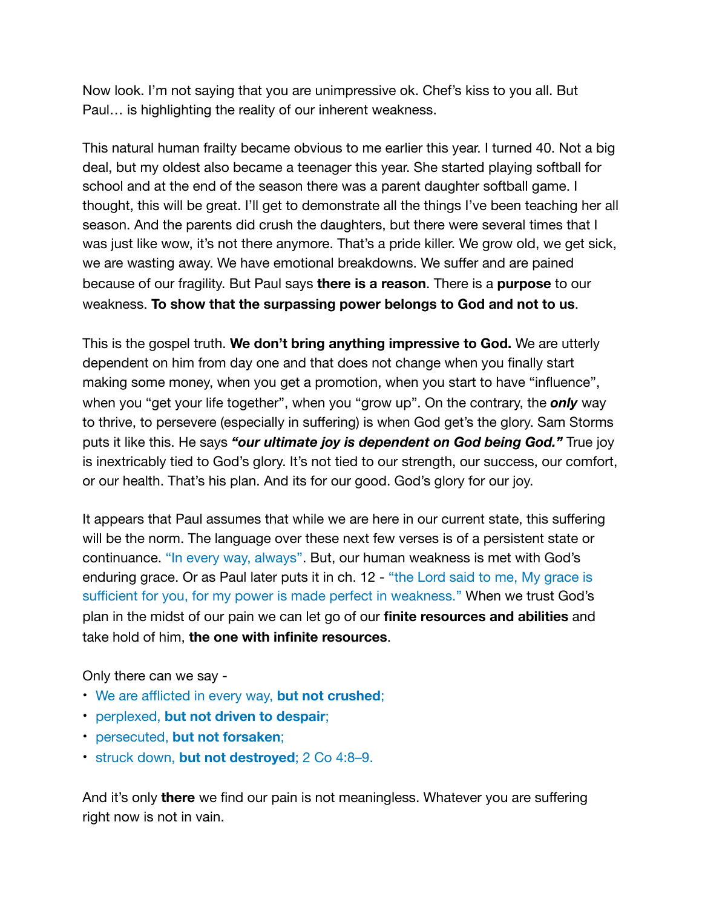Now look. I'm not saying that you are unimpressive ok. Chef's kiss to you all. But Paul… is highlighting the reality of our inherent weakness.

This natural human frailty became obvious to me earlier this year. I turned 40. Not a big deal, but my oldest also became a teenager this year. She started playing softball for school and at the end of the season there was a parent daughter softball game. I thought, this will be great. I'll get to demonstrate all the things I've been teaching her all season. And the parents did crush the daughters, but there were several times that I was just like wow, it's not there anymore. That's a pride killer. We grow old, we get sick, we are wasting away. We have emotional breakdowns. We suffer and are pained because of our fragility. But Paul says **there is a reason**. There is a **purpose** to our weakness. **To show that the surpassing power belongs to God and not to us**.

This is the gospel truth. **We don't bring anything impressive to God.** We are utterly dependent on him from day one and that does not change when you finally start making some money, when you get a promotion, when you start to have "influence", when you "get your life together", when you "grow up". On the contrary, the ***only*** way to thrive, to persevere (especially in suffering) is when God get's the glory. Sam Storms puts it like this. He says ***"our ultimate joy is dependent on God being God."*** True joy is inextricably tied to God's glory. It's not tied to our strength, our success, our comfort, or our health. That's his plan. And its for our good. God's glory for our joy.

It appears that Paul assumes that while we are here in our current state, this suffering will be the norm. The language over these next few verses is of a persistent state or continuance. "In every way, always". But, our human weakness is met with God's enduring grace. Or as Paul later puts it in ch. 12 - "the Lord said to me, My grace is sufficient for you, for my power is made perfect in weakness." When we trust God's plan in the midst of our pain we can let go of our **finite resources and abilities** and take hold of him, **the one with infinite resources**.

Only there can we say -

- We are afflicted in every way, **but not crushed**;
- perplexed, **but not driven to despair**;
- persecuted, **but not forsaken**;
- struck down, **but not destroyed**; 2 Co 4:8–9.

And it's only **there** we find our pain is not meaningless. Whatever you are suffering right now is not in vain.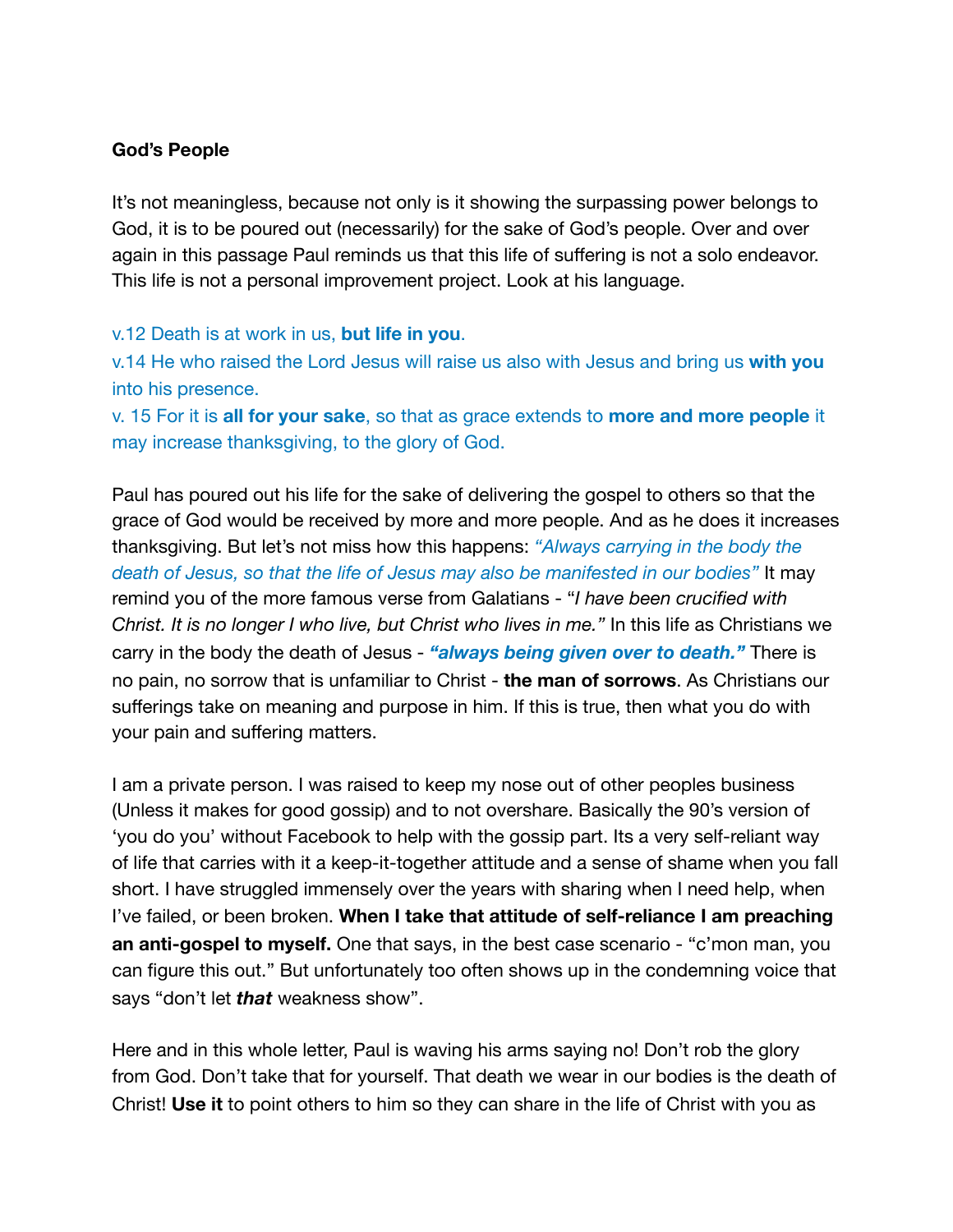**God's People**

It's not meaningless, because not only is it showing the surpassing power belongs to God, it is to be poured out (necessarily) for the sake of God's people. Over and over again in this passage Paul reminds us that this life of suffering is not a solo endeavor. This life is not a personal improvement project. Look at his language.

v.12 Death is at work in us, **but life in you**.
v.14 He who raised the Lord Jesus will raise us also with Jesus and bring us **with you** into his presence.
v. 15 For it is **all for your sake**, so that as grace extends to **more and more people** it may increase thanksgiving, to the glory of God.

Paul has poured out his life for the sake of delivering the gospel to others so that the grace of God would be received by more and more people. And as he does it increases thanksgiving. But let's not miss how this happens: *"Always carrying in the body the death of Jesus, so that the life of Jesus may also be manifested in our bodies"* It may remind you of the more famous verse from Galatians - "*I have been crucified with Christ. It is no longer I who live, but Christ who lives in me."* In this life as Christians we carry in the body the death of Jesus - ***"always being given over to death."*** There is no pain, no sorrow that is unfamiliar to Christ - **the man of sorrows**. As Christians our sufferings take on meaning and purpose in him. If this is true, then what you do with your pain and suffering matters.

I am a private person. I was raised to keep my nose out of other peoples business (Unless it makes for good gossip) and to not overshare. Basically the 90's version of 'you do you' without Facebook to help with the gossip part. Its a very self-reliant way of life that carries with it a keep-it-together attitude and a sense of shame when you fall short. I have struggled immensely over the years with sharing when I need help, when I've failed, or been broken. **When I take that attitude of self-reliance I am preaching an anti-gospel to myself.** One that says, in the best case scenario - "c'mon man, you can figure this out." But unfortunately too often shows up in the condemning voice that says "don't let ***that*** weakness show".

Here and in this whole letter, Paul is waving his arms saying no! Don't rob the glory from God. Don't take that for yourself. That death we wear in our bodies is the death of Christ! **Use it** to point others to him so they can share in the life of Christ with you as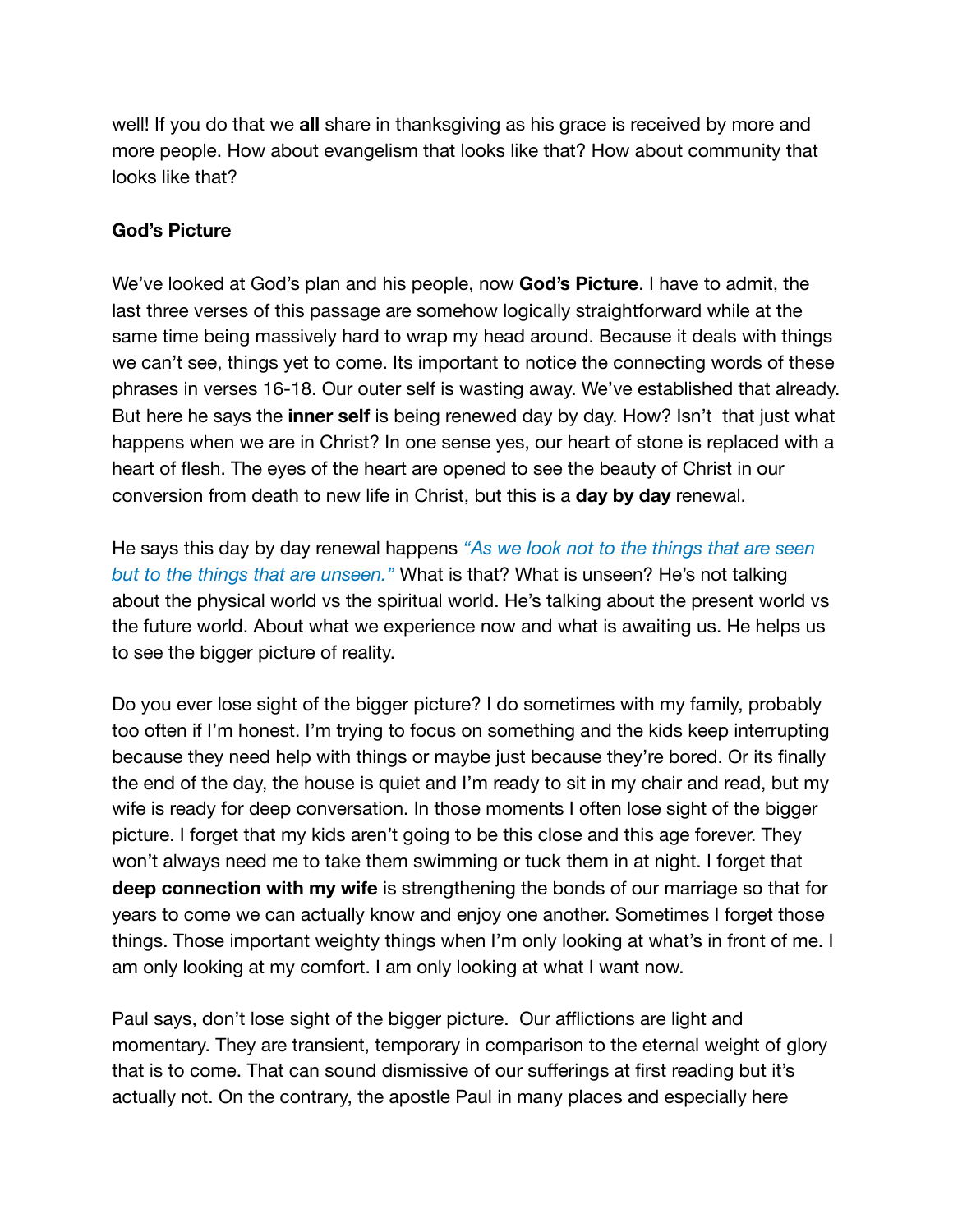well! If you do that we **all** share in thanksgiving as his grace is received by more and more people. How about evangelism that looks like that? How about community that looks like that?

**God's Picture**

We've looked at God's plan and his people, now **God's Picture**. I have to admit, the last three verses of this passage are somehow logically straightforward while at the same time being massively hard to wrap my head around. Because it deals with things we can't see, things yet to come. Its important to notice the connecting words of these phrases in verses 16-18. Our outer self is wasting away. We've established that already. But here he says the **inner self** is being renewed day by day. How? Isn't that just what happens when we are in Christ? In one sense yes, our heart of stone is replaced with a heart of flesh. The eyes of the heart are opened to see the beauty of Christ in our conversion from death to new life in Christ, but this is a **day by day** renewal.

He says this day by day renewal happens *"As we look not to the things that are seen but to the things that are unseen."* What is that? What is unseen? He's not talking about the physical world vs the spiritual world. He's talking about the present world vs the future world. About what we experience now and what is awaiting us. He helps us to see the bigger picture of reality.

Do you ever lose sight of the bigger picture? I do sometimes with my family, probably too often if I'm honest. I'm trying to focus on something and the kids keep interrupting because they need help with things or maybe just because they're bored. Or its finally the end of the day, the house is quiet and I'm ready to sit in my chair and read, but my wife is ready for deep conversation. In those moments I often lose sight of the bigger picture. I forget that my kids aren't going to be this close and this age forever. They won't always need me to take them swimming or tuck them in at night. I forget that **deep connection with my wife** is strengthening the bonds of our marriage so that for years to come we can actually know and enjoy one another. Sometimes I forget those things. Those important weighty things when I'm only looking at what's in front of me. I am only looking at my comfort. I am only looking at what I want now.

Paul says, don't lose sight of the bigger picture. Our afflictions are light and momentary. They are transient, temporary in comparison to the eternal weight of glory that is to come. That can sound dismissive of our sufferings at first reading but it's actually not. On the contrary, the apostle Paul in many places and especially here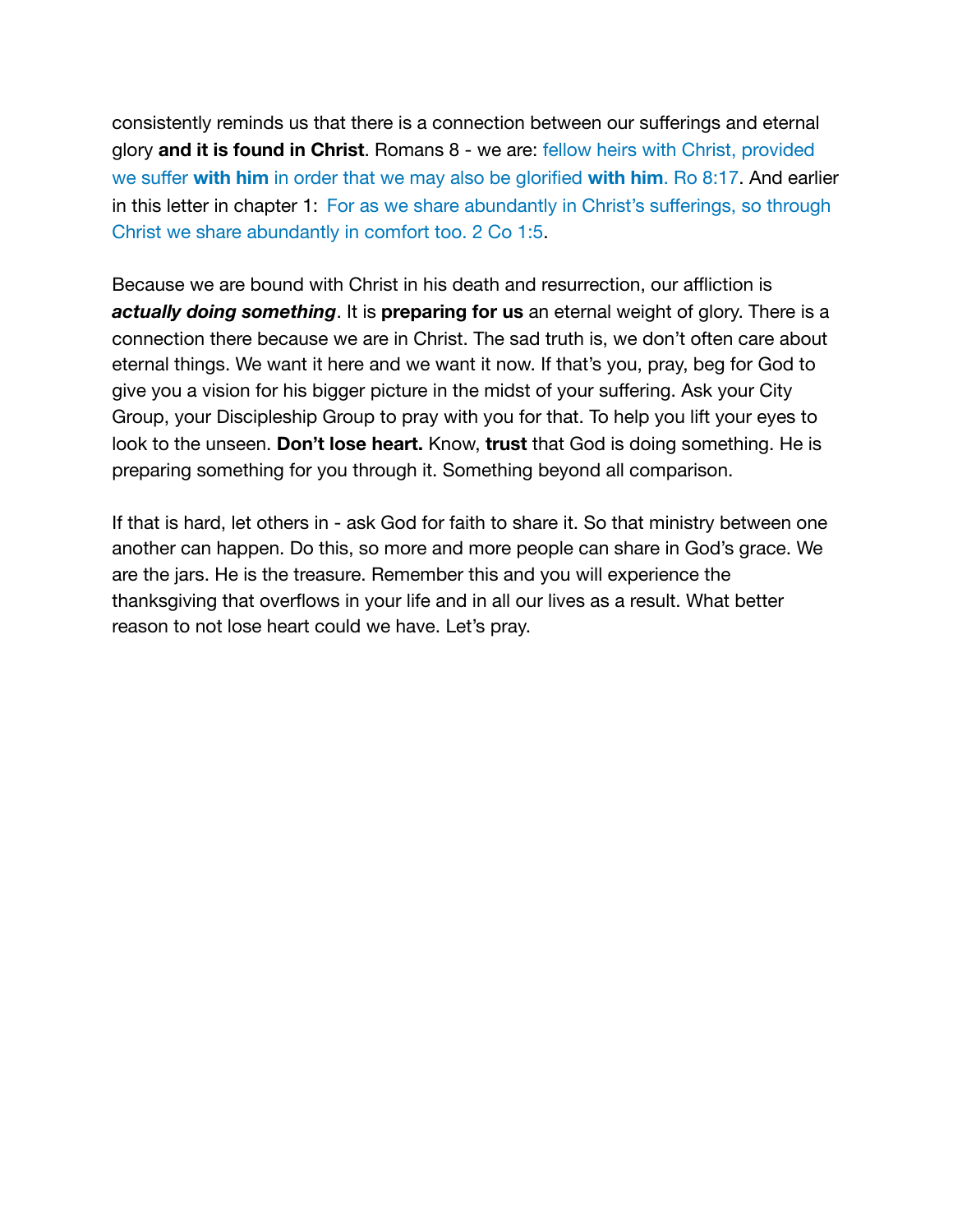consistently reminds us that there is a connection between our sufferings and eternal glory **and it is found in Christ**. Romans 8 - we are: fellow heirs with Christ, provided we suffer **with him** in order that we may also be glorified **with him**. Ro 8:17. And earlier in this letter in chapter 1: For as we share abundantly in Christ's sufferings, so through Christ we share abundantly in comfort too. 2 Co 1:5.

Because we are bound with Christ in his death and resurrection, our affliction is ***actually doing something***. It is **preparing for us** an eternal weight of glory. There is a connection there because we are in Christ. The sad truth is, we don't often care about eternal things. We want it here and we want it now. If that's you, pray, beg for God to give you a vision for his bigger picture in the midst of your suffering. Ask your City Group, your Discipleship Group to pray with you for that. To help you lift your eyes to look to the unseen. **Don't lose heart.** Know, **trust** that God is doing something. He is preparing something for you through it. Something beyond all comparison.

If that is hard, let others in - ask God for faith to share it. So that ministry between one another can happen. Do this, so more and more people can share in God's grace. We are the jars. He is the treasure. Remember this and you will experience the thanksgiving that overflows in your life and in all our lives as a result. What better reason to not lose heart could we have. Let's pray.